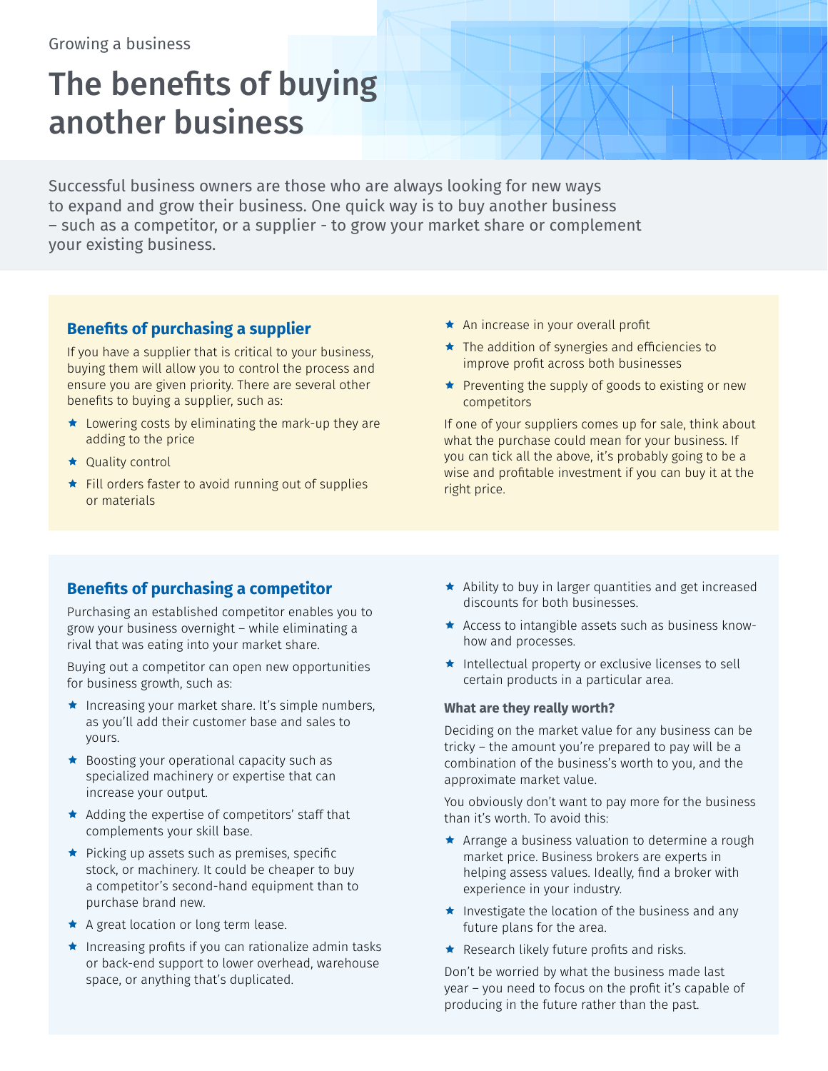Growing a business

# The benefits of buying another business

Successful business owners are those who are always looking for new ways to expand and grow their business. One quick way is to buy another business – such as a competitor, or a supplier - to grow your market share or complement your existing business.

## Benefits of purchasing a supplier

If you have a supplier that is critical to your business, buying them will allow you to control the process and ensure you are given priority. There are several other benefits to buying a supplier, such as:

- Lowering costs by eliminating the mark-up they are adding to the price
- Quality control
- Fill orders faster to avoid running out of supplies or materials
- An increase in your overall profit
- The addition of synergies and efficiencies to improve profit across both businesses
- Preventing the supply of goods to existing or new competitors

If one of your suppliers comes up for sale, think about what the purchase could mean for your business. If you can tick all the above, it's probably going to be a wise and profitable investment if you can buy it at the right price.

## Benefits of purchasing a competitor

Purchasing an established competitor enables you to grow your business overnight – while eliminating a rival that was eating into your market share.

Buying out a competitor can open new opportunities for business growth, such as:

- Increasing your market share. It's simple numbers, as you'll add their customer base and sales to yours.
- Boosting your operational capacity such as specialized machinery or expertise that can increase your output.
- Adding the expertise of competitors' staff that complements your skill base.
- Picking up assets such as premises, specific stock, or machinery. It could be cheaper to buy a competitor's second-hand equipment than to purchase brand new.
- A great location or long term lease.
- Increasing profits if you can rationalize admin tasks or back-end support to lower overhead, warehouse space, or anything that's duplicated.
- Ability to buy in larger quantities and get increased discounts for both businesses.
- Access to intangible assets such as business know-how and processes.
- Intellectual property or exclusive licenses to sell certain products in a particular area.

### What are they really worth?

Deciding on the market value for any business can be tricky – the amount you're prepared to pay will be a combination of the business's worth to you, and the approximate market value.

You obviously don't want to pay more for the business than it's worth. To avoid this:

- Arrange a business valuation to determine a rough market price. Business brokers are experts in helping assess values. Ideally, find a broker with experience in your industry.
- Investigate the location of the business and any future plans for the area.
- Research likely future profits and risks.

Don't be worried by what the business made last year – you need to focus on the profit it's capable of producing in the future rather than the past.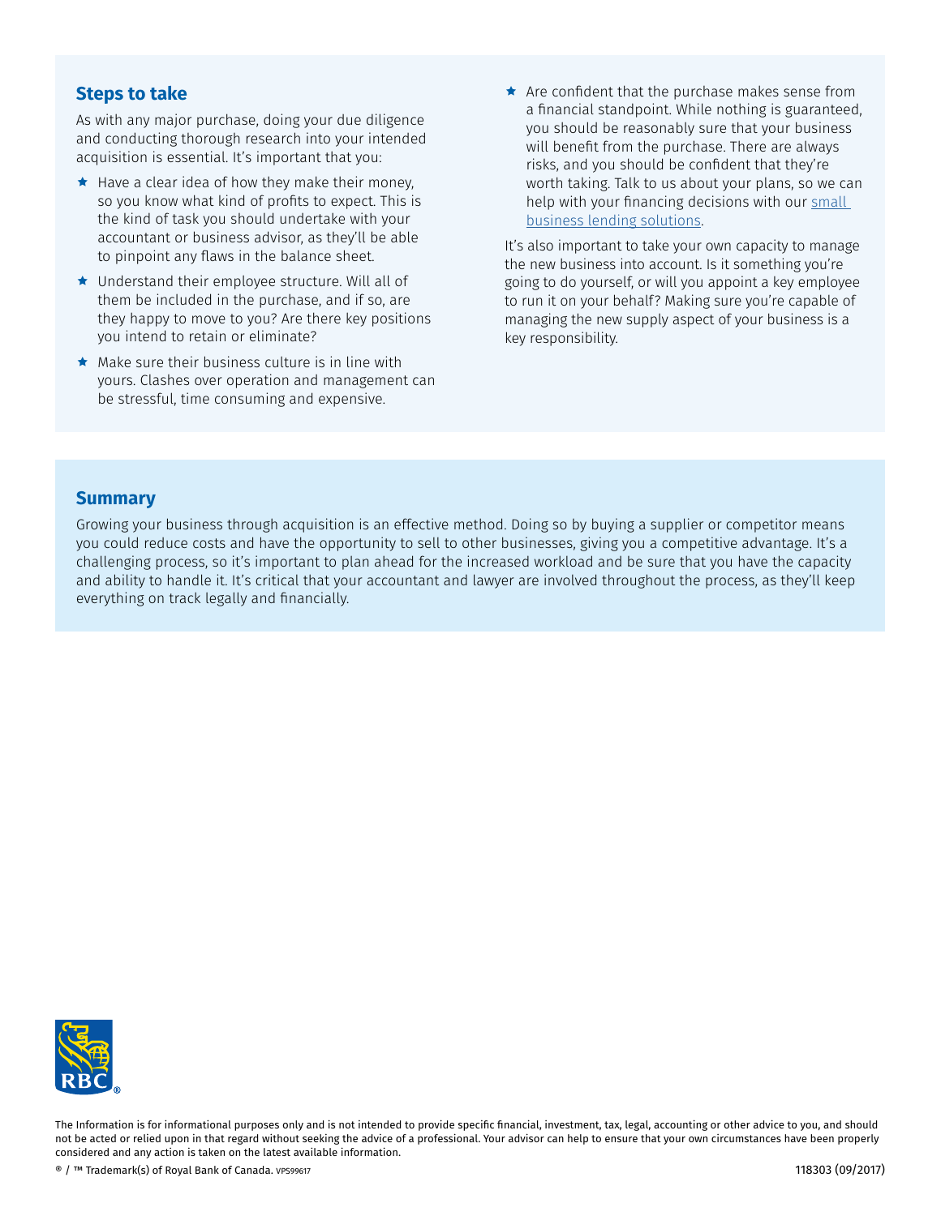## Steps to take

As with any major purchase, doing your due diligence and conducting thorough research into your intended acquisition is essential. It's important that you:

- Have a clear idea of how they make their money, so you know what kind of profits to expect. This is the kind of task you should undertake with your accountant or business advisor, as they'll be able to pinpoint any flaws in the balance sheet.
- Understand their employee structure. Will all of them be included in the purchase, and if so, are they happy to move to you? Are there key positions you intend to retain or eliminate?
- Make sure their business culture is in line with yours. Clashes over operation and management can be stressful, time consuming and expensive.
- Are confident that the purchase makes sense from a financial standpoint. While nothing is guaranteed, you should be reasonably sure that your business will benefit from the purchase. There are always risks, and you should be confident that they're worth taking. Talk to us about your plans, so we can help with your financing decisions with our small business lending solutions.

It's also important to take your own capacity to manage the new business into account. Is it something you're going to do yourself, or will you appoint a key employee to run it on your behalf? Making sure you're capable of managing the new supply aspect of your business is a key responsibility.

## Summary

Growing your business through acquisition is an effective method. Doing so by buying a supplier or competitor means you could reduce costs and have the opportunity to sell to other businesses, giving you a competitive advantage. It's a challenging process, so it's important to plan ahead for the increased workload and be sure that you have the capacity and ability to handle it. It's critical that your accountant and lawyer are involved throughout the process, as they'll keep everything on track legally and financially.

The Information is for informational purposes only and is not intended to provide specific financial, investment, tax, legal, accounting or other advice to you, and should not be acted or relied upon in that regard without seeking the advice of a professional. Your advisor can help to ensure that your own circumstances have been properly considered and any action is taken on the latest available information.

® / ™ Trademark(s) of Royal Bank of Canada. VPS99617

118303 (09/2017)